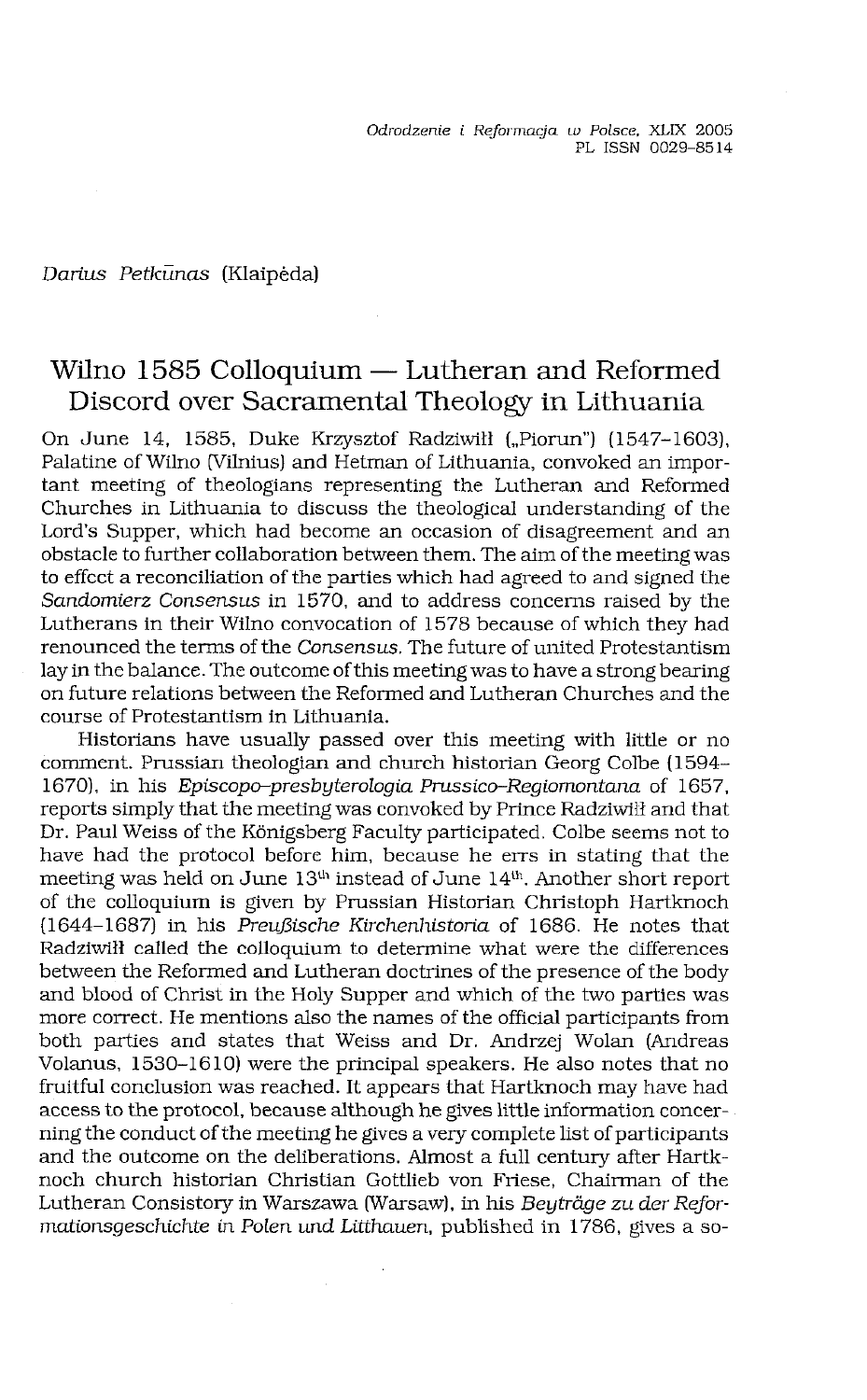*Odrodzenie i Reformacja w Polsce*, XLIX 2005
PL ISSN 0029-8514

*Darius Petkūnas* (Klaipėda)

# Wilno 1585 Colloquium — Lutheran and Reformed Discord over Sacramental Theology in Lithuania

On June 14, 1585, Duke Krzysztof Radziwiłł („Piorun") (1547–1603), Palatine of Wilno (Vilnius) and Hetman of Lithuania, convoked an important meeting of theologians representing the Lutheran and Reformed Churches in Lithuania to discuss the theological understanding of the Lord's Supper, which had become an occasion of disagreement and an obstacle to further collaboration between them. The aim of the meeting was to effect a reconciliation of the parties which had agreed to and signed the *Sandomierz Consensus* in 1570, and to address concerns raised by the Lutherans in their Wilno convocation of 1578 because of which they had renounced the terms of the *Consensus*. The future of united Protestantism lay in the balance. The outcome of this meeting was to have a strong bearing on future relations between the Reformed and Lutheran Churches and the course of Protestantism in Lithuania.

Historians have usually passed over this meeting with little or no comment. Prussian theologian and church historian Georg Colbe (1594–1670), in his *Episcopo-presbyterologia Prussico-Regiomontana* of 1657, reports simply that the meeting was convoked by Prince Radziwiłł and that Dr. Paul Weiss of the Königsberg Faculty participated. Colbe seems not to have had the protocol before him, because he errs in stating that the meeting was held on June 13th instead of June 14th. Another short report of the colloquium is given by Prussian Historian Christoph Hartknoch (1644–1687) in his *Preußische Kirchenhistoria* of 1686. He notes that Radziwiłł called the colloquium to determine what were the differences between the Reformed and Lutheran doctrines of the presence of the body and blood of Christ in the Holy Supper and which of the two parties was more correct. He mentions also the names of the official participants from both parties and states that Weiss and Dr. Andrzej Wolan (Andreas Volanus, 1530–1610) were the principal speakers. He also notes that no fruitful conclusion was reached. It appears that Hartknoch may have had access to the protocol, because although he gives little information concerning the conduct of the meeting he gives a very complete list of participants and the outcome on the deliberations. Almost a full century after Hartknoch church historian Christian Gottlieb von Friese, Chairman of the Lutheran Consistory in Warszawa (Warsaw), in his *Beyträge zu der Reformationsgeschichte in Polen und Litthauen*, published in 1786, gives a so-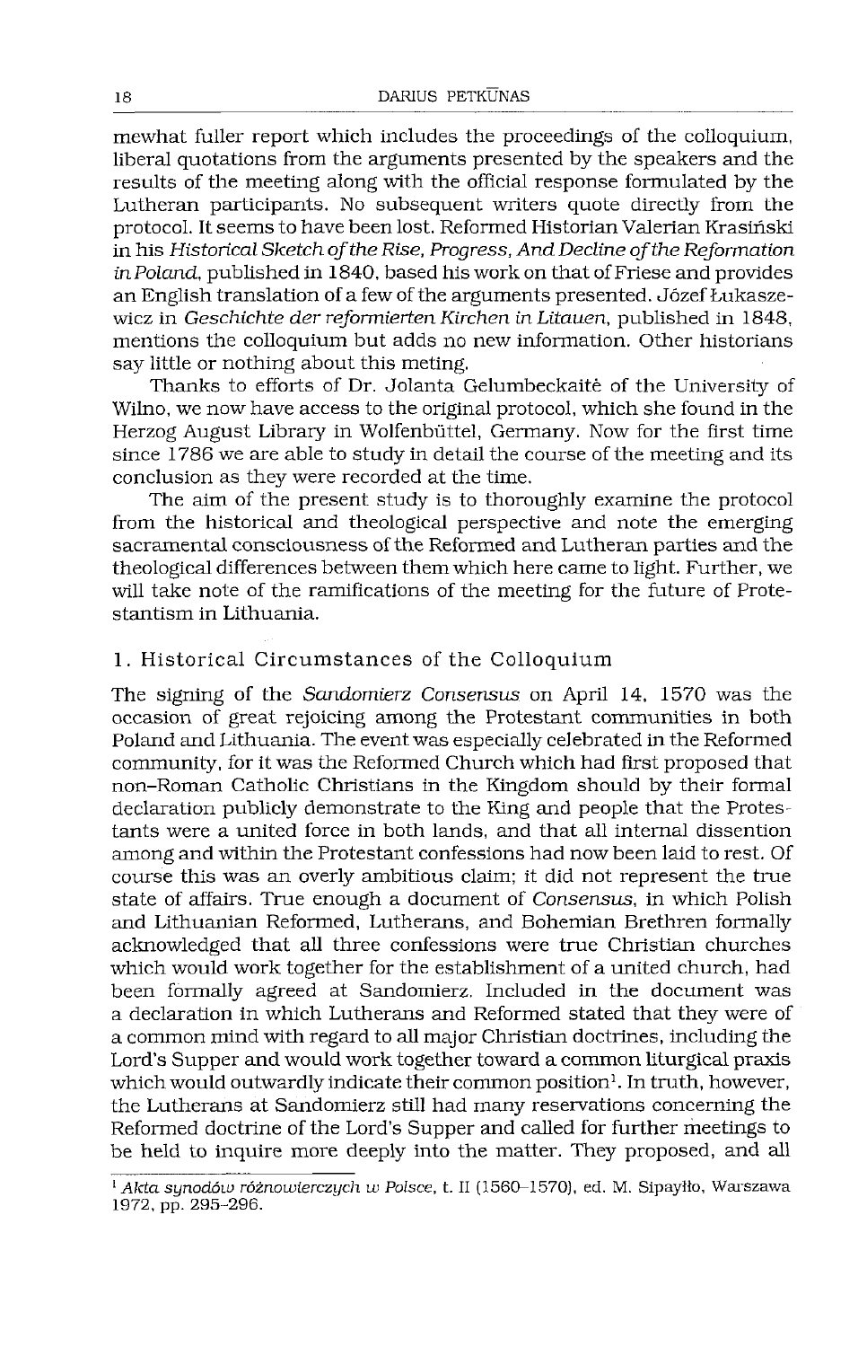mewhat fuller report which includes the proceedings of the colloquium, liberal quotations from the arguments presented by the speakers and the results of the meeting along with the official response formulated by the Lutheran participants. No subsequent writers quote directly from the protocol. It seems to have been lost. Reformed Historian Valerian Krasiński in his *Historical Sketch of the Rise, Progress, And Decline of the Reformation in Poland*, published in 1840, based his work on that of Friese and provides an English translation of a few of the arguments presented. Józef Łukaszewicz in *Geschichte der reformierten Kirchen in Litauen*, published in 1848, mentions the colloquium but adds no new information. Other historians say little or nothing about this meting.

Thanks to efforts of Dr. Jolanta Gelumbeckaitė of the University of Wilno, we now have access to the original protocol, which she found in the Herzog August Library in Wolfenbüttel, Germany. Now for the first time since 1786 we are able to study in detail the course of the meeting and its conclusion as they were recorded at the time.

The aim of the present study is to thoroughly examine the protocol from the historical and theological perspective and note the emerging sacramental consciousness of the Reformed and Lutheran parties and the theological differences between them which here came to light. Further, we will take note of the ramifications of the meeting for the future of Protestantism in Lithuania.

## 1. Historical Circumstances of the Colloquium

The signing of the *Sandomierz Consensus* on April 14, 1570 was the occasion of great rejoicing among the Protestant communities in both Poland and Lithuania. The event was especially celebrated in the Reformed community, for it was the Reformed Church which had first proposed that non-Roman Catholic Christians in the Kingdom should by their formal declaration publicly demonstrate to the King and people that the Protestants were a united force in both lands, and that all internal dissention among and within the Protestant confessions had now been laid to rest. Of course this was an overly ambitious claim; it did not represent the true state of affairs. True enough a document of *Consensus*, in which Polish and Lithuanian Reformed, Lutherans, and Bohemian Brethren formally acknowledged that all three confessions were true Christian churches which would work together for the establishment of a united church, had been formally agreed at Sandomierz. Included in the document was a declaration in which Lutherans and Reformed stated that they were of a common mind with regard to all major Christian doctrines, including the Lord's Supper and would work together toward a common liturgical praxis which would outwardly indicate their common position[1]. In truth, however, the Lutherans at Sandomierz still had many reservations concerning the Reformed doctrine of the Lord's Supper and called for further meetings to be held to inquire more deeply into the matter. They proposed, and all

[1] *Akta synodów różnowierczych w Polsce*, t. II (1560–1570), ed. M. Sipayłło, Warszawa 1972, pp. 295–296.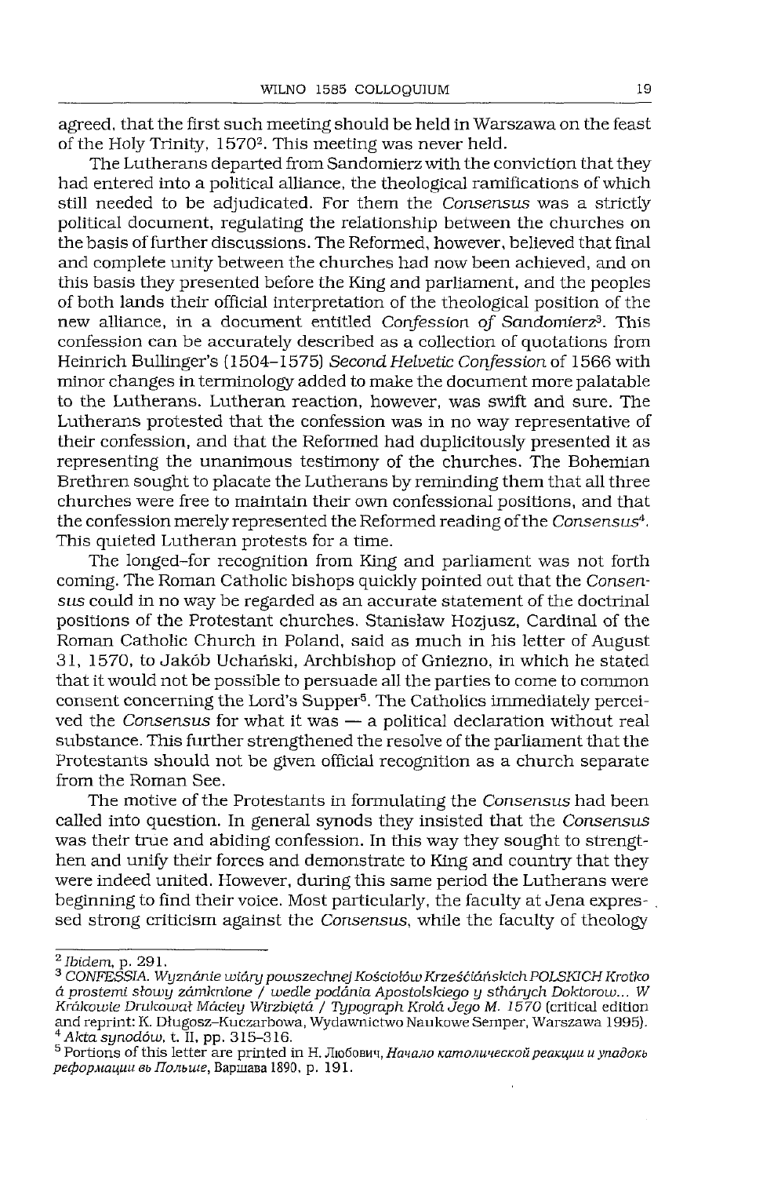agreed, that the first such meeting should be held in Warszawa on the feast of the Holy Trinity, 1570[2]. This meeting was never held.

The Lutherans departed from Sandomierz with the conviction that they had entered into a political alliance, the theological ramifications of which still needed to be adjudicated. For them the *Consensus* was a strictly political document, regulating the relationship between the churches on the basis of further discussions. The Reformed, however, believed that final and complete unity between the churches had now been achieved, and on this basis they presented before the King and parliament, and the peoples of both lands their official interpretation of the theological position of the new alliance, in a document entitled *Confession of Sandomierz*[3]. This confession can be accurately described as a collection of quotations from Heinrich Bullinger's (1504–1575) *Second Helvetic Confession* of 1566 with minor changes in terminology added to make the document more palatable to the Lutherans. Lutheran reaction, however, was swift and sure. The Lutherans protested that the confession was in no way representative of their confession, and that the Reformed had duplicitously presented it as representing the unanimous testimony of the churches. The Bohemian Brethren sought to placate the Lutherans by reminding them that all three churches were free to maintain their own confessional positions, and that the confession merely represented the Reformed reading of the *Consensus*[4]. This quieted Lutheran protests for a time.

The longed-for recognition from King and parliament was not forth coming. The Roman Catholic bishops quickly pointed out that the *Consensus* could in no way be regarded as an accurate statement of the doctrinal positions of the Protestant churches. Stanisław Hozjusz, Cardinal of the Roman Catholic Church in Poland, said as much in his letter of August 31, 1570, to Jakób Uchański, Archbishop of Gniezno, in which he stated that it would not be possible to persuade all the parties to come to common consent concerning the Lord's Supper[5]. The Catholics immediately perceived the *Consensus* for what it was — a political declaration without real substance. This further strengthened the resolve of the parliament that the Protestants should not be given official recognition as a church separate from the Roman See.

The motive of the Protestants in formulating the *Consensus* had been called into question. In general synods they insisted that the *Consensus* was their true and abiding confession. In this way they sought to strengthen and unify their forces and demonstrate to King and country that they were indeed united. However, during this same period the Lutherans were beginning to find their voice. Most particularly, the faculty at Jena expressed strong criticism against the *Consensus*, while the faculty of theology

---

[2] *Ibidem*, p. 291.

[3] *CONFESSIA. Wyznánie wiáry powszechney Kośćiołów Krześćiáńskich POLSKICH Krotko á prostemi słowy zámknione / wedle podánia Apostolskiego y sthárych Doktorow... W Krákowie Drukował Máciey Wirzbiętá / Typograph Krolá Jego M. 1570* (critical edition and reprint: K. Długosz-Kuczarbowa, Wydawnictwo Naukowe Semper, Warszawa 1995).

[4] *Akta synodów*, t. II, pp. 315–316.

[5] Portions of this letter are printed in Н. Любовичъ, *Начало католической реакции и упадокъ реформации въ Польше*, Варшава 1890, p. 191.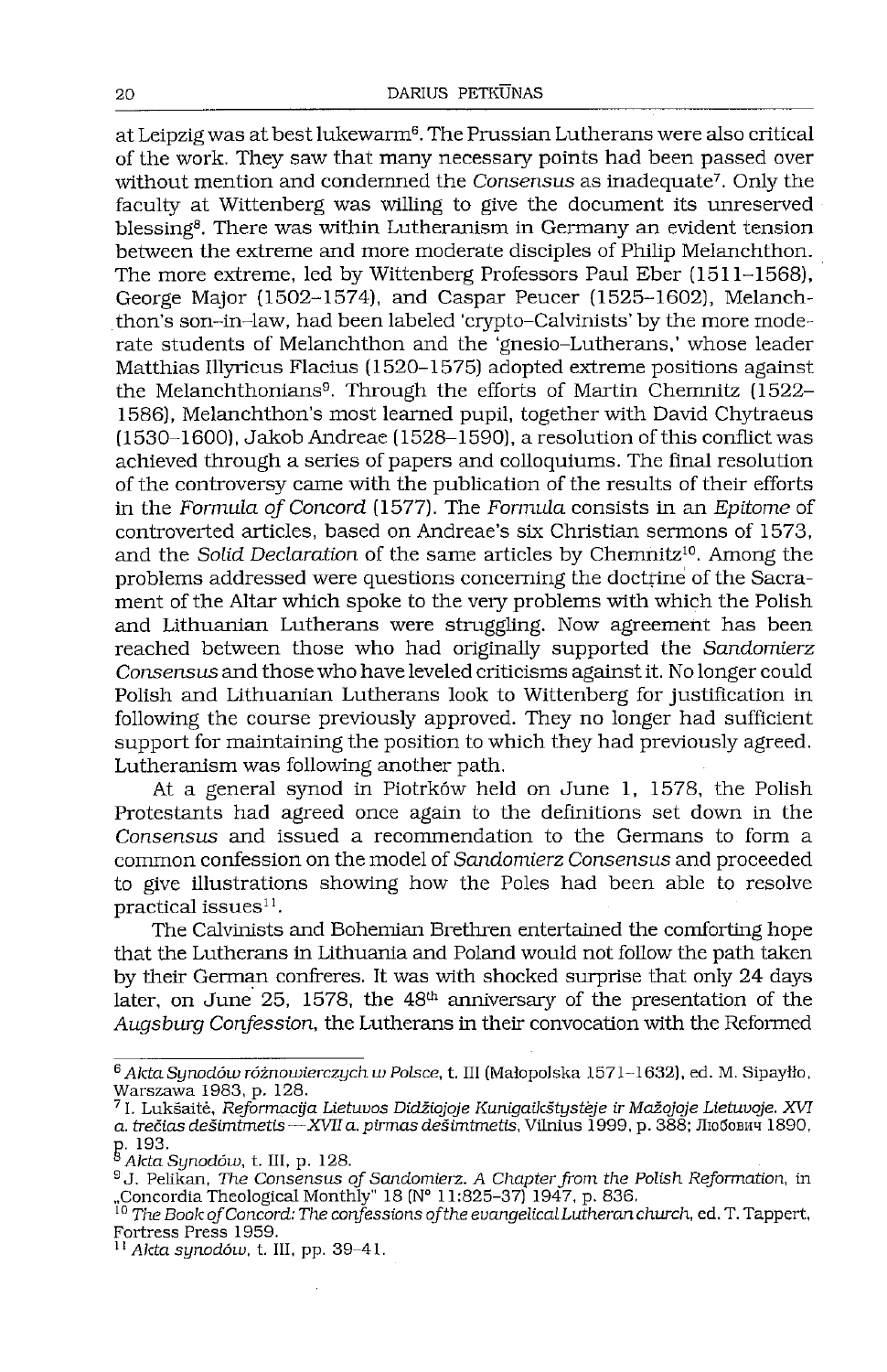at Leipzig was at best lukewarm[6]. The Prussian Lutherans were also critical of the work. They saw that many necessary points had been passed over without mention and condemned the *Consensus* as inadequate[7]. Only the faculty at Wittenberg was willing to give the document its unreserved blessing[8]. There was within Lutheranism in Germany an evident tension between the extreme and more moderate disciples of Philip Melanchthon. The more extreme, led by Wittenberg Professors Paul Eber (1511–1568), George Major (1502–1574), and Caspar Peucer (1525–1602), Melanchthon's son-in-law, had been labeled 'crypto-Calvinists' by the more moderate students of Melanchthon and the 'gnesio-Lutherans,' whose leader Matthias Illyricus Flacius (1520–1575) adopted extreme positions against the Melanchthonians[9]. Through the efforts of Martin Chemnitz (1522–1586), Melanchthon's most learned pupil, together with David Chytraeus (1530–1600), Jakob Andreae (1528–1590), a resolution of this conflict was achieved through a series of papers and colloquiums. The final resolution of the controversy came with the publication of the results of their efforts in the *Formula of Concord* (1577). The *Formula* consists in an *Epitome* of controverted articles, based on Andreae's six Christian sermons of 1573, and the *Solid Declaration* of the same articles by Chemnitz[10]. Among the problems addressed were questions concerning the doctrine of the Sacrament of the Altar which spoke to the very problems with which the Polish and Lithuanian Lutherans were struggling. Now agreement has been reached between those who had originally supported the *Sandomierz Consensus* and those who have leveled criticisms against it. No longer could Polish and Lithuanian Lutherans look to Wittenberg for justification in following the course previously approved. They no longer had sufficient support for maintaining the position to which they had previously agreed. Lutheranism was following another path.

At a general synod in Piotrków held on June 1, 1578, the Polish Protestants had agreed once again to the definitions set down in the *Consensus* and issued a recommendation to the Germans to form a common confession on the model of *Sandomierz Consensus* and proceeded to give illustrations showing how the Poles had been able to resolve practical issues[11].

The Calvinists and Bohemian Brethren entertained the comforting hope that the Lutherans in Lithuania and Poland would not follow the path taken by their German confreres. It was with shocked surprise that only 24 days later, on June 25, 1578, the 48th anniversary of the presentation of the *Augsburg Confession*, the Lutherans in their convocation with the Reformed

---

[6] *Akta Synodów różnowierczych w Polsce*, t. III (Małopolska 1571–1632), ed. M. Sipayłło, Warszawa 1983, p. 128.

[7] I. Lukšaitė, *Reformacija Lietuvos Didžiojoje Kunigaikštystėje ir Mažojoje Lietuvoje. XVI a. trečias dešimtmetis — XVII a. pirmas dešimtmetis*, Vilnius 1999, p. 388; Любович 1890, p. 193.

[8] *Akta Synodów*, t. III, p. 128.

[9] J. Pelikan, *The Consensus of Sandomierz. A Chapter from the Polish Reformation*, in „Concordia Theological Monthly" 18 (N° 11:825–37) 1947, p. 836.

[10] *The Book of Concord: The confessions of the evangelical Lutheran church*, ed. T. Tappert, Fortress Press 1959.

[11] *Akta synodów*, t. III, pp. 39–41.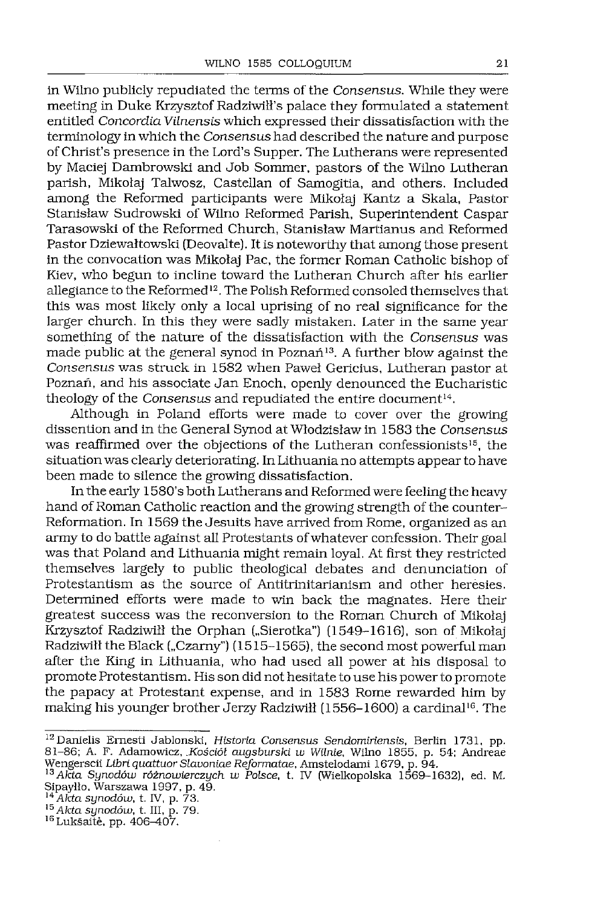in Wilno publicly repudiated the terms of the *Consensus*. While they were meeting in Duke Krzysztof Radziwiłł's palace they formulated a statement entitled *Concordia Vilnensis* which expressed their dissatisfaction with the terminology in which the *Consensus* had described the nature and purpose of Christ's presence in the Lord's Supper. The Lutherans were represented by Maciej Dambrowski and Job Sommer, pastors of the Wilno Lutheran parish, Mikołaj Talwosz, Castellan of Samogitia, and others. Included among the Reformed participants were Mikołaj Kantz a Skala, Pastor Stanisław Sudrowski of Wilno Reformed Parish, Superintendent Caspar Tarasowski of the Reformed Church, Stanisław Martianus and Reformed Pastor Dziewałtowski (Deovalte). It is noteworthy that among those present in the convocation was Mikołaj Pac, the former Roman Catholic bishop of Kiev, who begun to incline toward the Lutheran Church after his earlier allegiance to the Reformed[12]. The Polish Reformed consoled themselves that this was most likely only a local uprising of no real significance for the larger church. In this they were sadly mistaken. Later in the same year something of the nature of the dissatisfaction with the *Consensus* was made public at the general synod in Poznań[13]. A further blow against the *Consensus* was struck in 1582 when Paweł Gericius, Lutheran pastor at Poznań, and his associate Jan Enoch, openly denounced the Eucharistic theology of the *Consensus* and repudiated the entire document[14].

Although in Poland efforts were made to cover over the growing dissention and in the General Synod at Włodzisław in 1583 the *Consensus* was reaffirmed over the objections of the Lutheran confessionists[15], the situation was clearly deteriorating. In Lithuania no attempts appear to have been made to silence the growing dissatisfaction.

In the early 1580's both Lutherans and Reformed were feeling the heavy hand of Roman Catholic reaction and the growing strength of the counter-Reformation. In 1569 the Jesuits have arrived from Rome, organized as an army to do battle against all Protestants of whatever confession. Their goal was that Poland and Lithuania might remain loyal. At first they restricted themselves largely to public theological debates and denunciation of Protestantism as the source of Antitrinitarianism and other herėsies. Determined efforts were made to win back the magnates. Here their greatest success was the reconversion to the Roman Church of Mikołaj Krzysztof Radziwiłł the Orphan („Sierotka") (1549–1616), son of Mikołaj Radziwiłł the Black („Czarny") (1515–1565), the second most powerful man after the King in Lithuania, who had used all power at his disposal to promote Protestantism. His son did not hesitate to use his power to promote the papacy at Protestant expense, and in 1583 Rome rewarded him by making his younger brother Jerzy Radziwiłł (1556–1600) a cardinal[16]. The

---

[12] Danielis Ernesti Jablonski, *Historia Consensus Sendomiriensis*, Berlin 1731, pp. 81–86; A. F. Adamowicz, *Kościół augsburski w Wilnie*, Wilno 1855, p. 54; Andreae Wengerscii *Libri quattuor Slavoniae Reformatae*, Amstelodami 1679, p. 94.

[13] *Akta Synodów różnowierczych w Polsce*, t. IV (Wielkopolska 1569–1632), ed. M. Sipayłło, Warszawa 1997, p. 49.

[14] *Akta synodów*, t. IV, p. 73.

[15] *Akta synodów*, t. III, p. 79.

[16] Lukšaitė, pp. 406–407.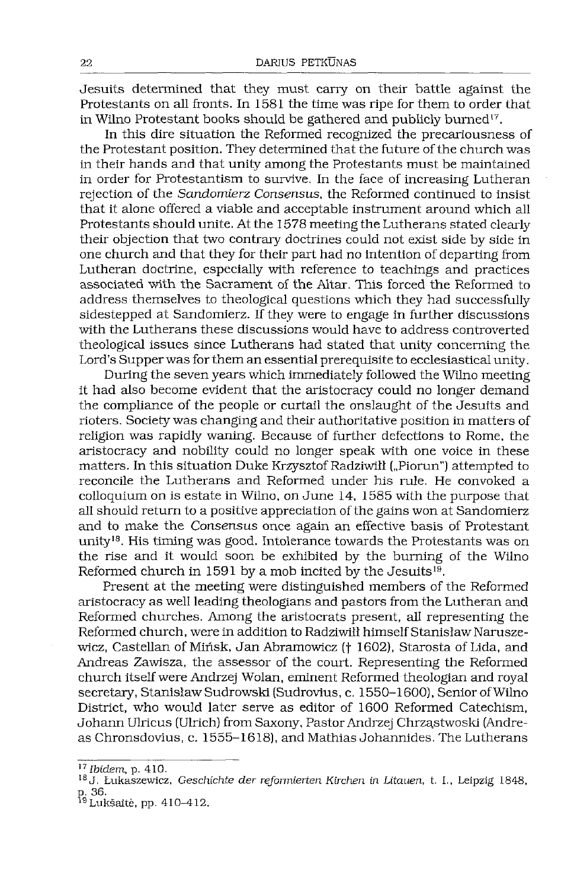Jesuits determined that they must carry on their battle against the Protestants on all fronts. In 1581 the time was ripe for them to order that in Wilno Protestant books should be gathered and publicly burned[17].

In this dire situation the Reformed recognized the precariousness of the Protestant position. They determined that the future of the church was in their hands and that unity among the Protestants must be maintained in order for Protestantism to survive. In the face of increasing Lutheran rejection of the *Sandomierz Consensus*, the Reformed continued to insist that it alone offered a viable and acceptable instrument around which all Protestants should unite. At the 1578 meeting the Lutherans stated clearly their objection that two contrary doctrines could not exist side by side in one church and that they for their part had no intention of departing from Lutheran doctrine, especially with reference to teachings and practices associated with the Sacrament of the Altar. This forced the Reformed to address themselves to theological questions which they had successfully sidestepped at Sandomierz. If they were to engage in further discussions with the Lutherans these discussions would have to address controverted theological issues since Lutherans had stated that unity concerning the Lord's Supper was for them an essential prerequisite to ecclesiastical unity.

During the seven years which immediately followed the Wilno meeting it had also become evident that the aristocracy could no longer demand the compliance of the people or curtail the onslaught of the Jesuits and rioters. Society was changing and their authoritative position in matters of religion was rapidly waning. Because of further defections to Rome, the aristocracy and nobility could no longer speak with one voice in these matters. In this situation Duke Krzysztof Radziwiłł („Piorun") attempted to reconcile the Lutherans and Reformed under his rule. He convoked a colloquium on is estate in Wilno, on June 14, 1585 with the purpose that all should return to a positive appreciation of the gains won at Sandomierz and to make the *Consensus* once again an effective basis of Protestant unity[18]. His timing was good. Intolerance towards the Protestants was on the rise and it would soon be exhibited by the burning of the Wilno Reformed church in 1591 by a mob incited by the Jesuits[19].

Present at the meeting were distinguished members of the Reformed aristocracy as well leading theologians and pastors from the Lutheran and Reformed churches. Among the aristocrats present, all representing the Reformed church, were in addition to Radziwiłł himself Stanisław Naruszewicz, Castellan of Mińsk, Jan Abramowicz († 1602), Starosta of Lida, and Andreas Zawisza, the assessor of the court. Representing the Reformed church itself were Andrzej Wolan, eminent Reformed theologian and royal secretary, Stanisław Sudrowski (Sudrovius, c. 1550–1600), Senior of Wilno District, who would later serve as editor of 1600 Reformed Catechism, Johann Ulricus (Ulrich) from Saxony, Pastor Andrzej Chrząstwoski (Andreas Chronsdovius, c. 1555–1618), and Mathias Johannides. The Lutherans

---

[17] *Ibidem*, p. 410.

[18] J. Łukaszewicz, *Geschichte der reformierten Kirchen in Litauen*, t. I., Leipzig 1848, p. 36.

[19] Lukšaitė, pp. 410–412.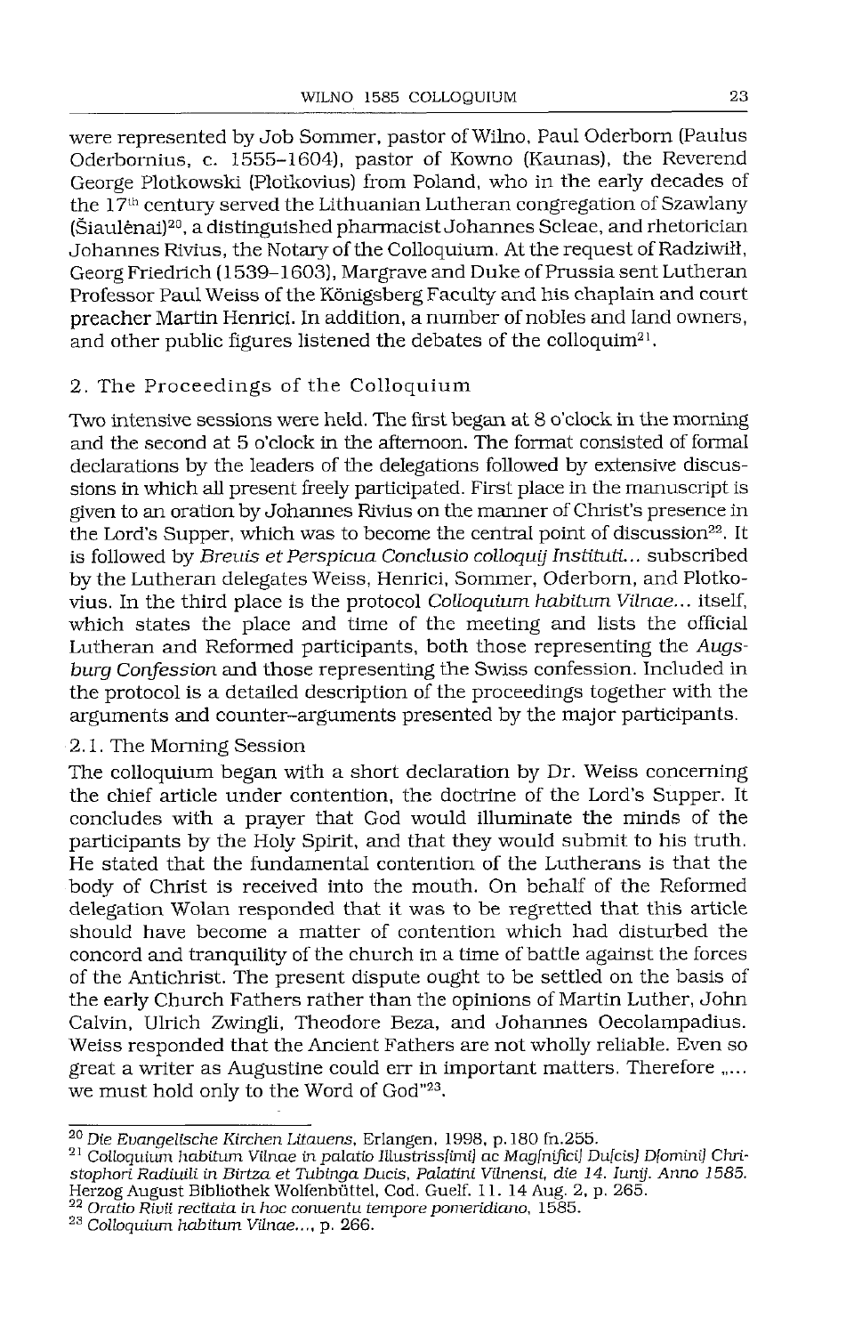were represented by Job Sommer, pastor of Wilno, Paul Oderborn (Paulus Oderbornius, c. 1555–1604), pastor of Kowno (Kaunas), the Reverend George Plotkowski (Plotkovius) from Poland, who in the early decades of the 17[th] century served the Lithuanian Lutheran congregation of Szawlany (Šiaulėnai)[20], a distinguished pharmacist Johannes Scleae, and rhetorician Johannes Rivius, the Notary of the Colloquium. At the request of Radziwiłł, Georg Friedrich (1539–1603), Margrave and Duke of Prussia sent Lutheran Professor Paul Weiss of the Königsberg Faculty and his chaplain and court preacher Martin Henrici. In addition, a number of nobles and land owners, and other public figures listened the debates of the colloquim[21].

## 2. The Proceedings of the Colloquium

Two intensive sessions were held. The first began at 8 o'clock in the morning and the second at 5 o'clock in the afternoon. The format consisted of formal declarations by the leaders of the delegations followed by extensive discussions in which all present freely participated. First place in the manuscript is given to an oration by Johannes Rivius on the manner of Christ's presence in the Lord's Supper, which was to become the central point of discussion[22]. It is followed by *Breuis et Perspicua Conclusio colloquij Instituti...* subscribed by the Lutheran delegates Weiss, Henrici, Sommer, Oderborn, and Plotkovius. In the third place is the protocol *Colloquium habitum Vilnae...* itself, which states the place and time of the meeting and lists the official Lutheran and Reformed participants, both those representing the *Augsburg Confession* and those representing the Swiss confession. Included in the protocol is a detailed description of the proceedings together with the arguments and counter-arguments presented by the major participants.

### 2.1. The Morning Session

The colloquium began with a short declaration by Dr. Weiss concerning the chief article under contention, the doctrine of the Lord's Supper. It concludes with a prayer that God would illuminate the minds of the participants by the Holy Spirit, and that they would submit to his truth. He stated that the fundamental contention of the Lutherans is that the body of Christ is received into the mouth. On behalf of the Reformed delegation Wolan responded that it was to be regretted that this article should have become a matter of contention which had disturbed the concord and tranquility of the church in a time of battle against the forces of the Antichrist. The present dispute ought to be settled on the basis of the early Church Fathers rather than the opinions of Martin Luther, John Calvin, Ulrich Zwingli, Theodore Beza, and Johannes Oecolampadius. Weiss responded that the Ancient Fathers are not wholly reliable. Even so great a writer as Augustine could err in important matters. Therefore „... we must hold only to the Word of God"[23].

---

[20] *Die Evangelische Kirchen Litauens*, Erlangen, 1998, p.180 fn.255.

[21] *Colloquium habitum Vilnae in palatio Illustriss[imi] ac Mag[nifici] Du[cis] D[omini] Christophori Radiuili in Birtza et Tubinga Ducis, Palatini Vilnensi, die 14. Iunij. Anno 1585.* Herzog August Bibliothek Wolfenbüttel, Cod. Guelf. 11. 14 Aug. 2, p. 265.

[22] *Oratio Rivii recitata in hoc conuentu tempore pomeridiano*, 1585.

[23] *Colloquium habitum Vilnae...*, p. 266.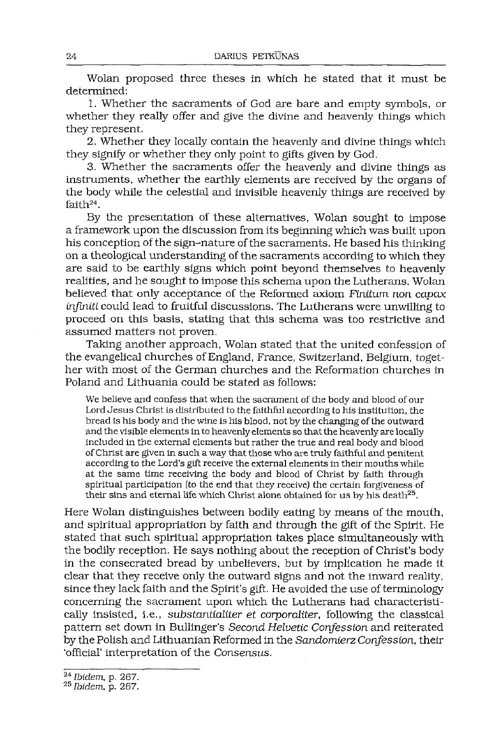Wolan proposed three theses in which he stated that it must be determined:

1. Whether the sacraments of God are bare and empty symbols, or whether they really offer and give the divine and heavenly things which they represent.

2. Whether they locally contain the heavenly and divine things which they signify or whether they only point to gifts given by God.

3. Whether the sacraments offer the heavenly and divine things as instruments, whether the earthly elements are received by the organs of the body while the celestial and invisible heavenly things are received by faith[24].

By the presentation of these alternatives, Wolan sought to impose a framework upon the discussion from its beginning which was built upon his conception of the sign-nature of the sacraments. He based his thinking on a theological understanding of the sacraments according to which they are said to be earthly signs which point beyond themselves to heavenly realities, and he sought to impose this schema upon the Lutherans. Wolan believed that only acceptance of the Reformed axiom *Finitum non capax infiniti* could lead to fruitful discussions. The Lutherans were unwilling to proceed on this basis, stating that this schema was too restrictive and assumed matters not proven.

Taking another approach, Wolan stated that the united confession of the evangelical churches of England, France, Switzerland, Belgium, together with most of the German churches and the Reformation churches in Poland and Lithuania could be stated as follows:

> We believe and confess that when the sacrament of the body and blood of our Lord Jesus Christ is distributed to the faithful according to his institution, the bread is his body and the wine is his blood, not by the changing of the outward and the visible elements in to heavenly elements so that the heavenly are locally included in the external elements but rather the true and real body and blood of Christ are given in such a way that those who are truly faithful and penitent according to the Lord's gift receive the external elements in their mouths while at the same time receiving the body and blood of Christ by faith through spiritual participation (to the end that they receive) the certain forgiveness of their sins and eternal life which Christ alone obtained for us by his death[25].

Here Wolan distinguishes between bodily eating by means of the mouth, and spiritual appropriation by faith and through the gift of the Spirit. He stated that such spiritual appropriation takes place simultaneously with the bodily reception. He says nothing about the reception of Christ's body in the consecrated bread by unbelievers, but by implication he made it clear that they receive only the outward signs and not the inward reality, since they lack faith and the Spirit's gift. He avoided the use of terminology concerning the sacrament upon which the Lutherans had characteristically insisted, i.e., *substantialiter et corporaliter*, following the classical pattern set down in Bullinger's *Second Helvetic Confession* and reiterated by the Polish and Lithuanian Reformed in the *Sandomierz Confession*, their 'official' interpretation of the *Consensus*.

[24] *Ibidem*, p. 267.

[25] *Ibidem*, p. 267.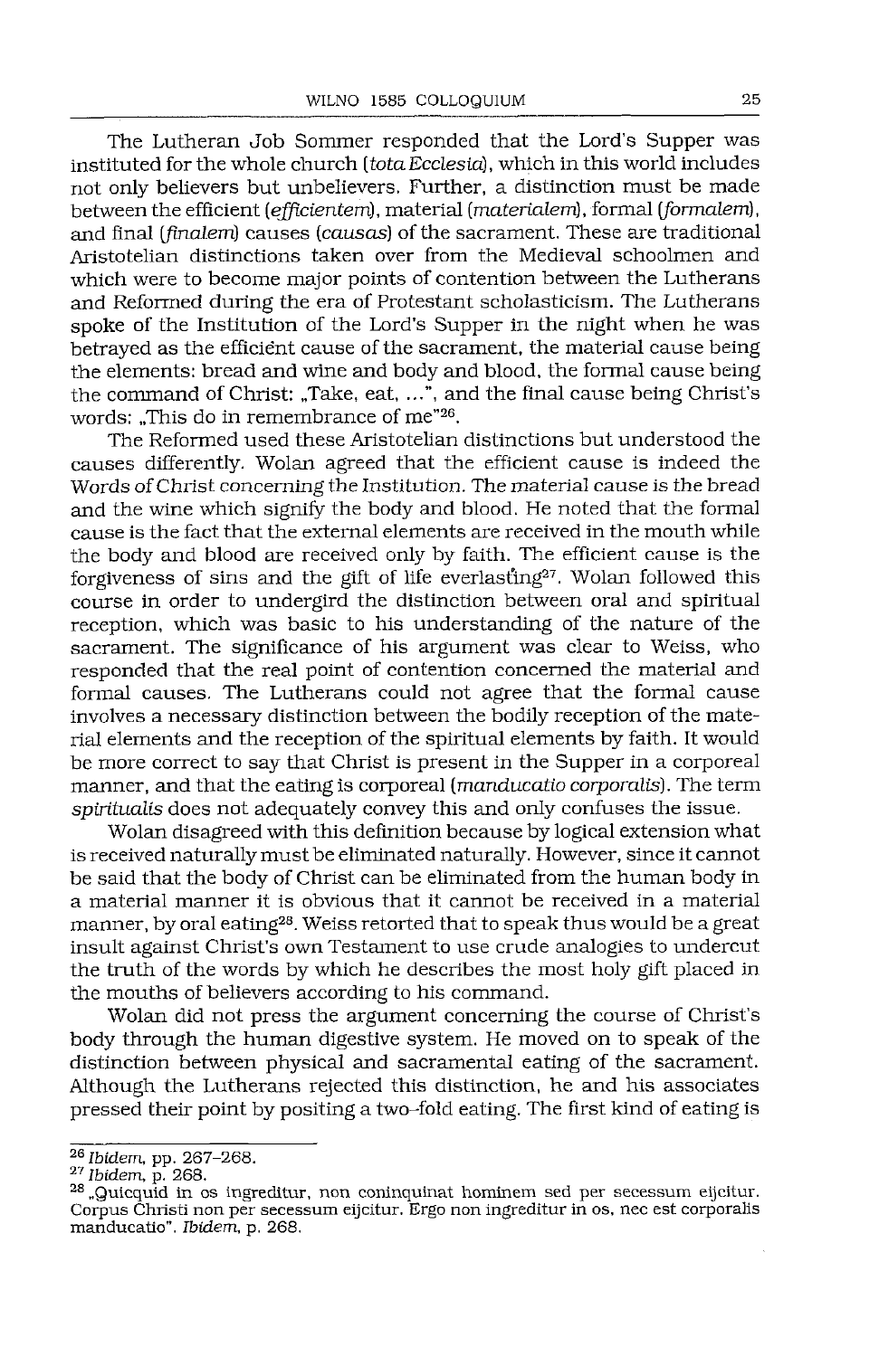The Lutheran Job Sommer responded that the Lord's Supper was instituted for the whole church (*tota Ecclesia*), which in this world includes not only believers but unbelievers. Further, a distinction must be made between the efficient (*efficientem*), material (*materialem*), formal (*formalem*), and final (*finalem*) causes (*causas*) of the sacrament. These are traditional Aristotelian distinctions taken over from the Medieval schoolmen and which were to become major points of contention between the Lutherans and Reformed during the era of Protestant scholasticism. The Lutherans spoke of the Institution of the Lord's Supper in the night when he was betrayed as the efficient cause of the sacrament, the material cause being the elements: bread and wine and body and blood, the formal cause being the command of Christ: „Take, eat, ...", and the final cause being Christ's words: „This do in remembrance of me"[26].

The Reformed used these Aristotelian distinctions but understood the causes differently. Wolan agreed that the efficient cause is indeed the Words of Christ concerning the Institution. The material cause is the bread and the wine which signify the body and blood. He noted that the formal cause is the fact that the external elements are received in the mouth while the body and blood are received only by faith. The efficient cause is the forgiveness of sins and the gift of life everlasting[27]. Wolan followed this course in order to undergird the distinction between oral and spiritual reception, which was basic to his understanding of the nature of the sacrament. The significance of his argument was clear to Weiss, who responded that the real point of contention concerned the material and formal causes. The Lutherans could not agree that the formal cause involves a necessary distinction between the bodily reception of the material elements and the reception of the spiritual elements by faith. It would be more correct to say that Christ is present in the Supper in a corporeal manner, and that the eating is corporeal (*manducatio corporalis*). The term *spiritualis* does not adequately convey this and only confuses the issue.

Wolan disagreed with this definition because by logical extension what is received naturally must be eliminated naturally. However, since it cannot be said that the body of Christ can be eliminated from the human body in a material manner it is obvious that it cannot be received in a material manner, by oral eating[28]. Weiss retorted that to speak thus would be a great insult against Christ's own Testament to use crude analogies to undercut the truth of the words by which he describes the most holy gift placed in the mouths of believers according to his command.

Wolan did not press the argument concerning the course of Christ's body through the human digestive system. He moved on to speak of the distinction between physical and sacramental eating of the sacrament. Although the Lutherans rejected this distinction, he and his associates pressed their point by positing a two-fold eating. The first kind of eating is

---

[26] *Ibidem*, pp. 267–268.

[27] *Ibidem*, p. 268.

[28] „Quicquid in os ingreditur, non coninquinat hominem sed per secessum eijcitur. Corpus Christi non per secessum eijcitur. Ergo non ingreditur in os, nec est corporalis manducatio". *Ibidem*, p. 268.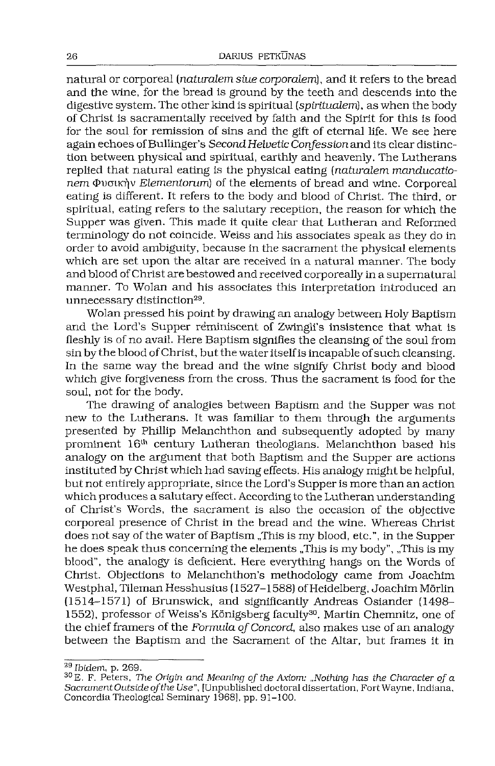natural or corporeal (*naturalem siue corporalem*), and it refers to the bread and the wine, for the bread is ground by the teeth and descends into the digestive system. The other kind is spiritual (*spiritualem*), as when the body of Christ is sacramentally received by faith and the Spirit for this is food for the soul for remission of sins and the gift of eternal life. We see here again echoes of Bullinger's *Second Helvetic Confession* and its clear distinction between physical and spiritual, earthly and heavenly. The Lutherans replied that natural eating is the physical eating (*naturalem manducationem* Φυσικὴν *Elementorum*) of the elements of bread and wine. Corporeal eating is different. It refers to the body and blood of Christ. The third, or spiritual, eating refers to the salutary reception, the reason for which the Supper was given. This made it quite clear that Lutheran and Reformed terminology do not coincide. Weiss and his associates speak as they do in order to avoid ambiguity, because in the sacrament the physical elements which are set upon the altar are received in a natural manner. The body and blood of Christ are bestowed and received corporeally in a supernatural manner. To Wolan and his associates this interpretation introduced an unnecessary distinction[29].

Wolan pressed his point by drawing an analogy between Holy Baptism and the Lord's Supper reminiscent of Zwingli's insistence that what is fleshly is of no avail. Here Baptism signifies the cleansing of the soul from sin by the blood of Christ, but the water itself is incapable of such cleansing. In the same way the bread and the wine signify Christ body and blood which give forgiveness from the cross. Thus the sacrament is food for the soul, not for the body.

The drawing of analogies between Baptism and the Supper was not new to the Lutherans. It was familiar to them through the arguments presented by Phillip Melanchthon and subsequently adopted by many prominent 16th century Lutheran theologians. Melanchthon based his analogy on the argument that both Baptism and the Supper are actions instituted by Christ which had saving effects. His analogy might be helpful, but not entirely appropriate, since the Lord's Supper is more than an action which produces a salutary effect. According to the Lutheran understanding of Christ's Words, the sacrament is also the occasion of the objective corporeal presence of Christ in the bread and the wine. Whereas Christ does not say of the water of Baptism „This is my blood, etc.", in the Supper he does speak thus concerning the elements „This is my body", „This is my blood", the analogy is deficient. Here everything hangs on the Words of Christ. Objections to Melanchthon's methodology came from Joachim Westphal, Tileman Hesshusius (1527–1588) of Heidelberg, Joachim Mörlin (1514–1571) of Brunswick, and significantly Andreas Osiander (1498–1552), professor of Weiss's Königsberg faculty[30]. Martin Chemnitz, one of the chief framers of the *Formula of Concord*, also makes use of an analogy between the Baptism and the Sacrament of the Altar, but frames it in

---

[29] *Ibidem*, p. 269.

[30] E. F. Peters, *The Origin and Meaning of the Axiom: „Nothing has the Character of a Sacrament Outside of the Use"*, [Unpublished doctoral dissertation, Fort Wayne, Indiana, Concordia Theological Seminary 1968], pp. 91–100.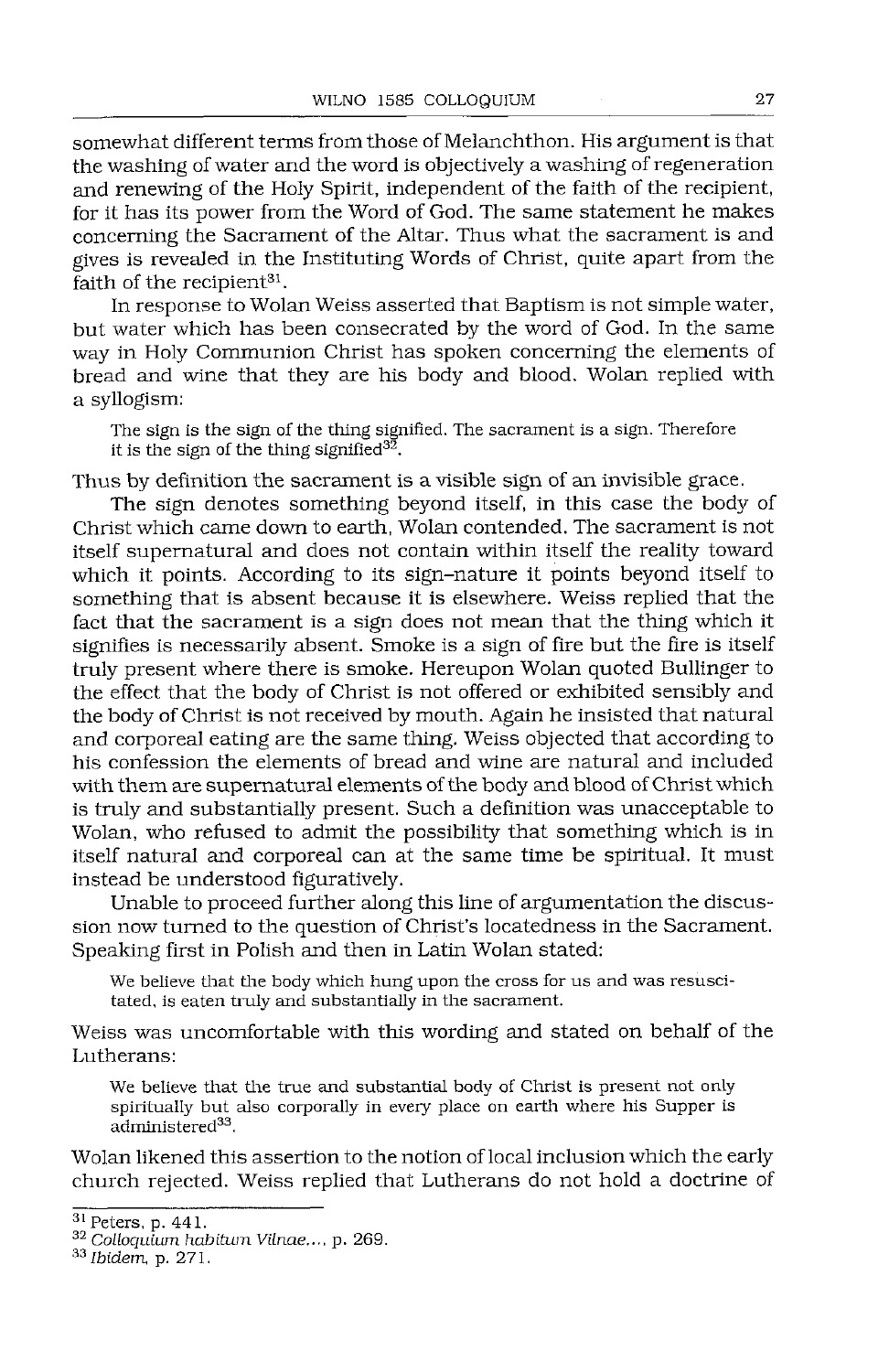somewhat different terms from those of Melanchthon. His argument is that the washing of water and the word is objectively a washing of regeneration and renewing of the Holy Spirit, independent of the faith of the recipient, for it has its power from the Word of God. The same statement he makes concerning the Sacrament of the Altar. Thus what the sacrament is and gives is revealed in the Instituting Words of Christ, quite apart from the faith of the recipient[31].

In response to Wolan Weiss asserted that Baptism is not simple water, but water which has been consecrated by the word of God. In the same way in Holy Communion Christ has spoken concerning the elements of bread and wine that they are his body and blood. Wolan replied with a syllogism:

> The sign is the sign of the thing signified. The sacrament is a sign. Therefore it is the sign of the thing signified[32].

Thus by definition the sacrament is a visible sign of an invisible grace.

The sign denotes something beyond itself, in this case the body of Christ which came down to earth, Wolan contended. The sacrament is not itself supernatural and does not contain within itself the reality toward which it points. According to its sign-nature it points beyond itself to something that is absent because it is elsewhere. Weiss replied that the fact that the sacrament is a sign does not mean that the thing which it signifies is necessarily absent. Smoke is a sign of fire but the fire is itself truly present where there is smoke. Hereupon Wolan quoted Bullinger to the effect that the body of Christ is not offered or exhibited sensibly and the body of Christ is not received by mouth. Again he insisted that natural and corporeal eating are the same thing. Weiss objected that according to his confession the elements of bread and wine are natural and included with them are supernatural elements of the body and blood of Christ which is truly and substantially present. Such a definition was unacceptable to Wolan, who refused to admit the possibility that something which is in itself natural and corporeal can at the same time be spiritual. It must instead be understood figuratively.

Unable to proceed further along this line of argumentation the discussion now turned to the question of Christ's locatedness in the Sacrament. Speaking first in Polish and then in Latin Wolan stated:

> We believe that the body which hung upon the cross for us and was resuscitated, is eaten truly and substantially in the sacrament.

Weiss was uncomfortable with this wording and stated on behalf of the Lutherans:

> We believe that the true and substantial body of Christ is present not only spiritually but also corporally in every place on earth where his Supper is administered[33].

Wolan likened this assertion to the notion of local inclusion which the early church rejected. Weiss replied that Lutherans do not hold a doctrine of

---

[31] Peters, p. 441.

[32] *Colloquium habitum Vilnae...*, p. 269.

[33] *Ibidem*, p. 271.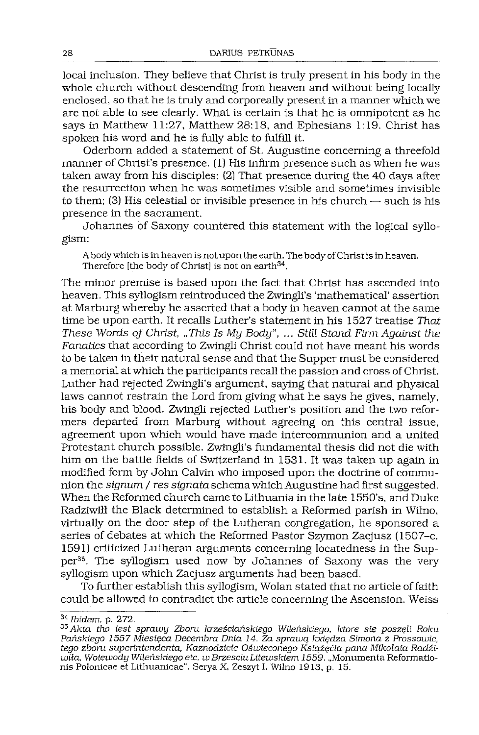local inclusion. They believe that Christ is truly present in his body in the whole church without descending from heaven and without being locally enclosed, so that he is truly and corporeally present in a manner which we are not able to see clearly. What is certain is that he is omnipotent as he says in Matthew 11:27, Matthew 28:18, and Ephesians 1:19. Christ has spoken his word and he is fully able to fulfill it.

Oderborn added a statement of St. Augustine concerning a threefold manner of Christ's presence. (1) His infirm presence such as when he was taken away from his disciples; (2) That presence during the 40 days after the resurrection when he was sometimes visible and sometimes invisible to them; (3) His celestial or invisible presence in his church — such is his presence in the sacrament.

Johannes of Saxony countered this statement with the logical syllogism:

> A body which is in heaven is not upon the earth. The body of Christ is in heaven. Therefore [the body of Christ] is not on earth[34].

The minor premise is based upon the fact that Christ has ascended into heaven. This syllogism reintroduced the Zwingli's 'mathematical' assertion at Marburg whereby he asserted that a body in heaven cannot at the same time be upon earth. It recalls Luther's statement in his 1527 treatise *That These Words of Christ, „This Is My Body", ... Still Stand Firm Against the Fanatics* that according to Zwingli Christ could not have meant his words to be taken in their natural sense and that the Supper must be considered a memorial at which the participants recall the passion and cross of Christ. Luther had rejected Zwingli's argument, saying that natural and physical laws cannot restrain the Lord from giving what he says he gives, namely, his body and blood. Zwingli rejected Luther's position and the two reformers departed from Marburg without agreeing on this central issue, agreement upon which would have made intercommunion and a united Protestant church possible. Zwingli's fundamental thesis did not die with him on the battle fields of Switzerland in 1531. It was taken up again in modified form by John Calvin who imposed upon the doctrine of communion the *signum / res signata* schema which Augustine had first suggested. When the Reformed church came to Lithuania in the late 1550's, and Duke Radziwiłł the Black determined to establish a Reformed parish in Wilno, virtually on the door step of the Lutheran congregation, he sponsored a series of debates at which the Reformed Pastor Szymon Zacjusz (1507–c. 1591) criticized Lutheran arguments concerning locatedness in the Supper[35]. The syllogism used now by Johannes of Saxony was the very syllogism upon which Zacjusz arguments had been based.

To further establish this syllogism, Wolan stated that no article of faith could be allowed to contradict the article concerning the Ascension. Weiss

---

[34] *Ibidem*, p. 272.

[35] *Akta tho iest sprawy Zboru krzeście̜ańskiego Wileńskiego, ktore się poszęli Roku Pańskiego 1557 Miesięca Decembra Dnia 14. Za sprawą księdza Simona z Prossowic, tego zboru superintendenta, Kaznodzieie Oświeconego Książęcia pana Mikołaia Radziwiła, Woiewody Wileńskiego etc. w Brzesciu Litewskiem 1559.* „Monumenta Reformationis Polonicae et Lithuanicae". Serya X, Zeszyt I. Wilno 1913, p. 15.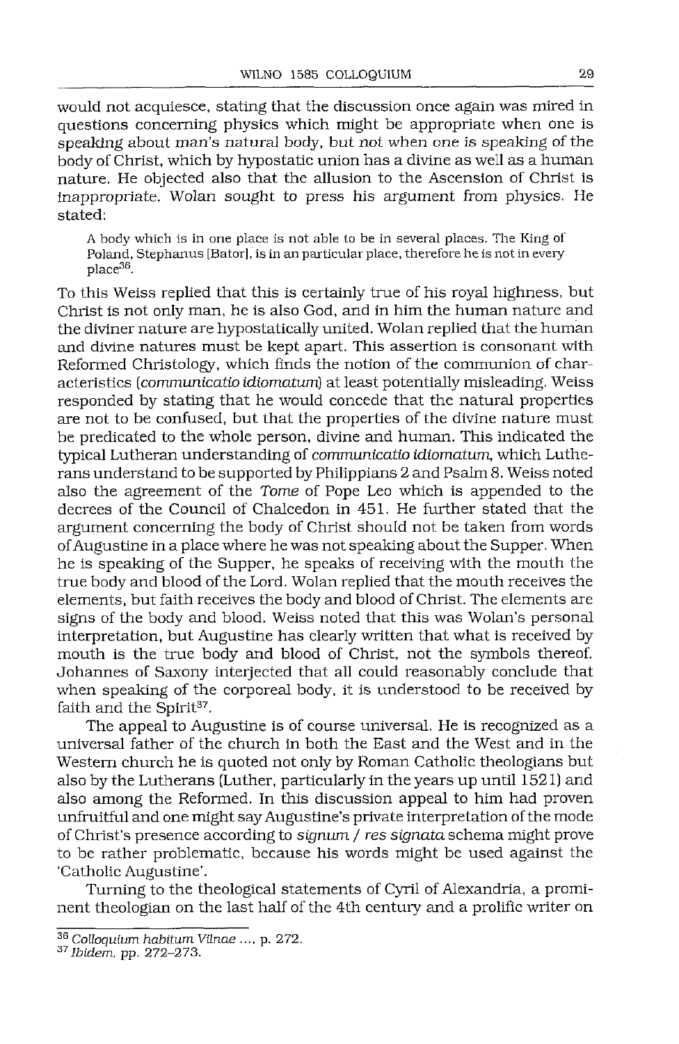would not acquiesce, stating that the discussion once again was mired in questions concerning physics which might be appropriate when one is speaking about man's natural body, but not when one is speaking of the body of Christ, which by hypostatic union has a divine as well as a human nature. He objected also that the allusion to the Ascension of Christ is inappropriate. Wolan sought to press his argument from physics. He stated:

> A body which is in one place is not able to be in several places. The King of Poland, Stephanus [Bator], is in an particular place, therefore he is not in every place[36].

To this Weiss replied that this is certainly true of his royal highness, but Christ is not only man, he is also God, and in him the human nature and the diviner nature are hypostatically united. Wolan replied that the human and divine natures must be kept apart. This assertion is consonant with Reformed Christology, which finds the notion of the communion of characteristics (*communicatio idiomatum*) at least potentially misleading. Weiss responded by stating that he would concede that the natural properties are not to be confused, but that the properties of the divine nature must be predicated to the whole person, divine and human. This indicated the typical Lutheran understanding of *communicatio idiomatum*, which Lutherans understand to be supported by Philippians 2 and Psalm 8. Weiss noted also the agreement of the *Tome* of Pope Leo which is appended to the decrees of the Council of Chalcedon in 451. He further stated that the argument concerning the body of Christ should not be taken from words of Augustine in a place where he was not speaking about the Supper. When he is speaking of the Supper, he speaks of receiving with the mouth the true body and blood of the Lord. Wolan replied that the mouth receives the elements, but faith receives the body and blood of Christ. The elements are signs of the body and blood. Weiss noted that this was Wolan's personal interpretation, but Augustine has clearly written that what is received by mouth is the true body and blood of Christ, not the symbols thereof. Johannes of Saxony interjected that all could reasonably conclude that when speaking of the corporeal body, it is understood to be received by faith and the Spirit[37].

The appeal to Augustine is of course universal. He is recognized as a universal father of the church in both the East and the West and in the Western church he is quoted not only by Roman Catholic theologians but also by the Lutherans (Luther, particularly in the years up until 1521) and also among the Reformed. In this discussion appeal to him had proven unfruitful and one might say Augustine's private interpretation of the mode of Christ's presence according to *signum / res signata* schema might prove to be rather problematic, because his words might be used against the 'Catholic Augustine'.

Turning to the theological statements of Cyril of Alexandria, a prominent theologian on the last half of the 4th century and a prolific writer on

[36] *Colloquium habitum Vilnae* ..., p. 272.

[37] *Ibidem*, pp. 272–273.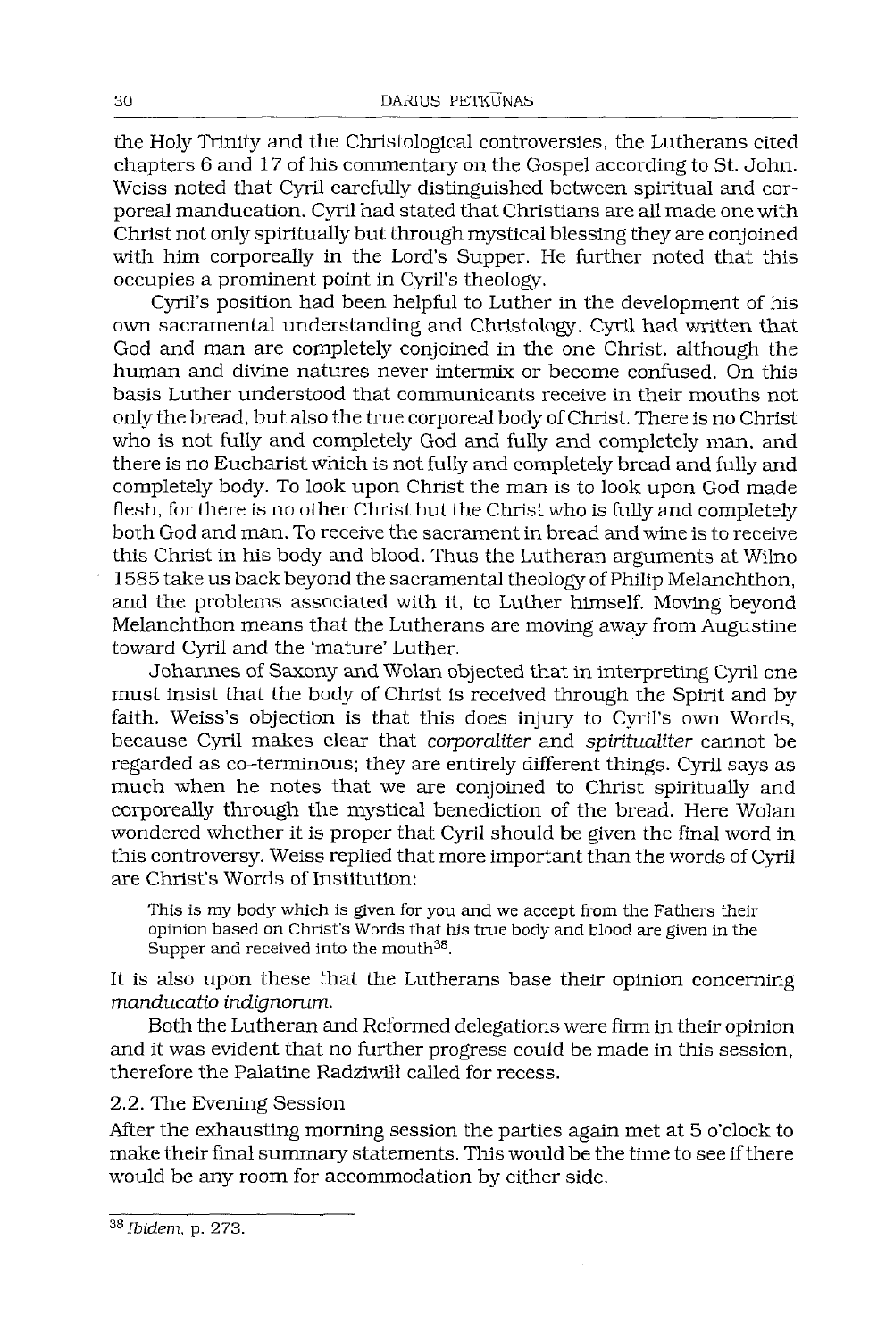the Holy Trinity and the Christological controversies, the Lutherans cited chapters 6 and 17 of his commentary on the Gospel according to St. John. Weiss noted that Cyril carefully distinguished between spiritual and corporeal manducation. Cyril had stated that Christians are all made one with Christ not only spiritually but through mystical blessing they are conjoined with him corporeally in the Lord's Supper. He further noted that this occupies a prominent point in Cyril's theology.

Cyril's position had been helpful to Luther in the development of his own sacramental understanding and Christology. Cyril had written that God and man are completely conjoined in the one Christ, although the human and divine natures never intermix or become confused. On this basis Luther understood that communicants receive in their mouths not only the bread, but also the true corporeal body of Christ. There is no Christ who is not fully and completely God and fully and completely man, and there is no Eucharist which is not fully and completely bread and fully and completely body. To look upon Christ the man is to look upon God made flesh, for there is no other Christ but the Christ who is fully and completely both God and man. To receive the sacrament in bread and wine is to receive this Christ in his body and blood. Thus the Lutheran arguments at Wilno 1585 take us back beyond the sacramental theology of Philip Melanchthon, and the problems associated with it, to Luther himself. Moving beyond Melanchthon means that the Lutherans are moving away from Augustine toward Cyril and the 'mature' Luther.

Johannes of Saxony and Wolan objected that in interpreting Cyril one must insist that the body of Christ is received through the Spirit and by faith. Weiss's objection is that this does injury to Cyril's own Words, because Cyril makes clear that *corporaliter* and *spiritualiter* cannot be regarded as co-terminous; they are entirely different things. Cyril says as much when he notes that we are conjoined to Christ spiritually and corporeally through the mystical benediction of the bread. Here Wolan wondered whether it is proper that Cyril should be given the final word in this controversy. Weiss replied that more important than the words of Cyril are Christ's Words of Institution:

> This is my body which is given for you and we accept from the Fathers their opinion based on Christ's Words that his true body and blood are given in the Supper and received into the mouth[38].

It is also upon these that the Lutherans base their opinion concerning *manducatio indignorum*.

Both the Lutheran and Reformed delegations were firm in their opinion and it was evident that no further progress could be made in this session, therefore the Palatine Radziwiłł called for recess.

### 2.2. The Evening Session

After the exhausting morning session the parties again met at 5 o'clock to make their final summary statements. This would be the time to see if there would be any room for accommodation by either side.

---

[38] *Ibidem*, p. 273.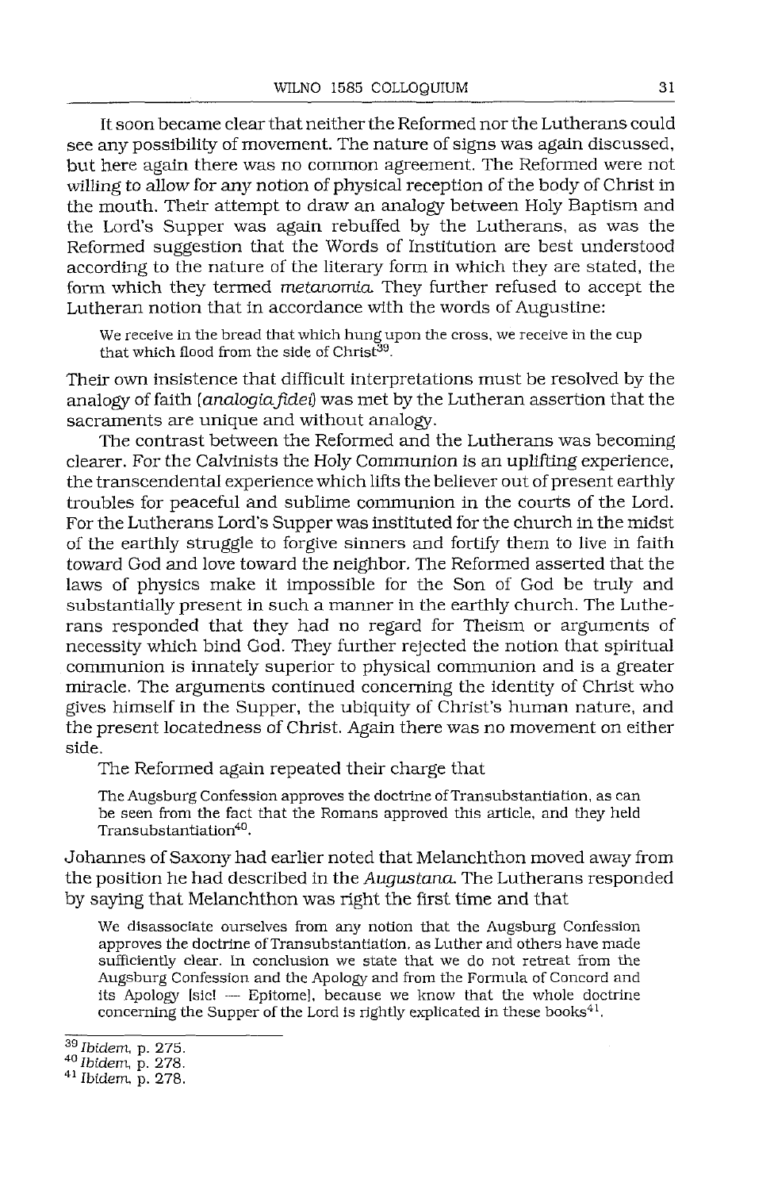It soon became clear that neither the Reformed nor the Lutherans could see any possibility of movement. The nature of signs was again discussed, but here again there was no common agreement. The Reformed were not willing to allow for any notion of physical reception of the body of Christ in the mouth. Their attempt to draw an analogy between Holy Baptism and the Lord's Supper was again rebuffed by the Lutherans, as was the Reformed suggestion that the Words of Institution are best understood according to the nature of the literary form in which they are stated, the form which they termed *metanomia*. They further refused to accept the Lutheran notion that in accordance with the words of Augustine:

> We receive in the bread that which hung upon the cross, we receive in the cup that which flood from the side of Christ[39].

Their own insistence that difficult interpretations must be resolved by the analogy of faith (*analogia fidei*) was met by the Lutheran assertion that the sacraments are unique and without analogy.

The contrast between the Reformed and the Lutherans was becoming clearer. For the Calvinists the Holy Communion is an uplifting experience, the transcendental experience which lifts the believer out of present earthly troubles for peaceful and sublime communion in the courts of the Lord. For the Lutherans Lord's Supper was instituted for the church in the midst of the earthly struggle to forgive sinners and fortify them to live in faith toward God and love toward the neighbor. The Reformed asserted that the laws of physics make it impossible for the Son of God be truly and substantially present in such a manner in the earthly church. The Lutherans responded that they had no regard for Theism or arguments of necessity which bind God. They further rejected the notion that spiritual communion is innately superior to physical communion and is a greater miracle. The arguments continued concerning the identity of Christ who gives himself in the Supper, the ubiquity of Christ's human nature, and the present locatedness of Christ. Again there was no movement on either side.

The Reformed again repeated their charge that

> The Augsburg Confession approves the doctrine of Transubstantiation, as can be seen from the fact that the Romans approved this article, and they held Transubstantiation[40].

Johannes of Saxony had earlier noted that Melanchthon moved away from the position he had described in the *Augustana*. The Lutherans responded by saying that Melanchthon was right the first time and that

> We disassociate ourselves from any notion that the Augsburg Confession approves the doctrine of Transubstantiation, as Luther and others have made sufficiently clear. In conclusion we state that we do not retreat from the Augsburg Confession and the Apology and from the Formula of Concord and its Apology [sic! — Epitome], because we know that the whole doctrine concerning the Supper of the Lord is rightly explicated in these books[41].

---

[39] *Ibidem*, p. 275.

[40] *Ibidem*, p. 278.

[41] *Ibidem*, p. 278.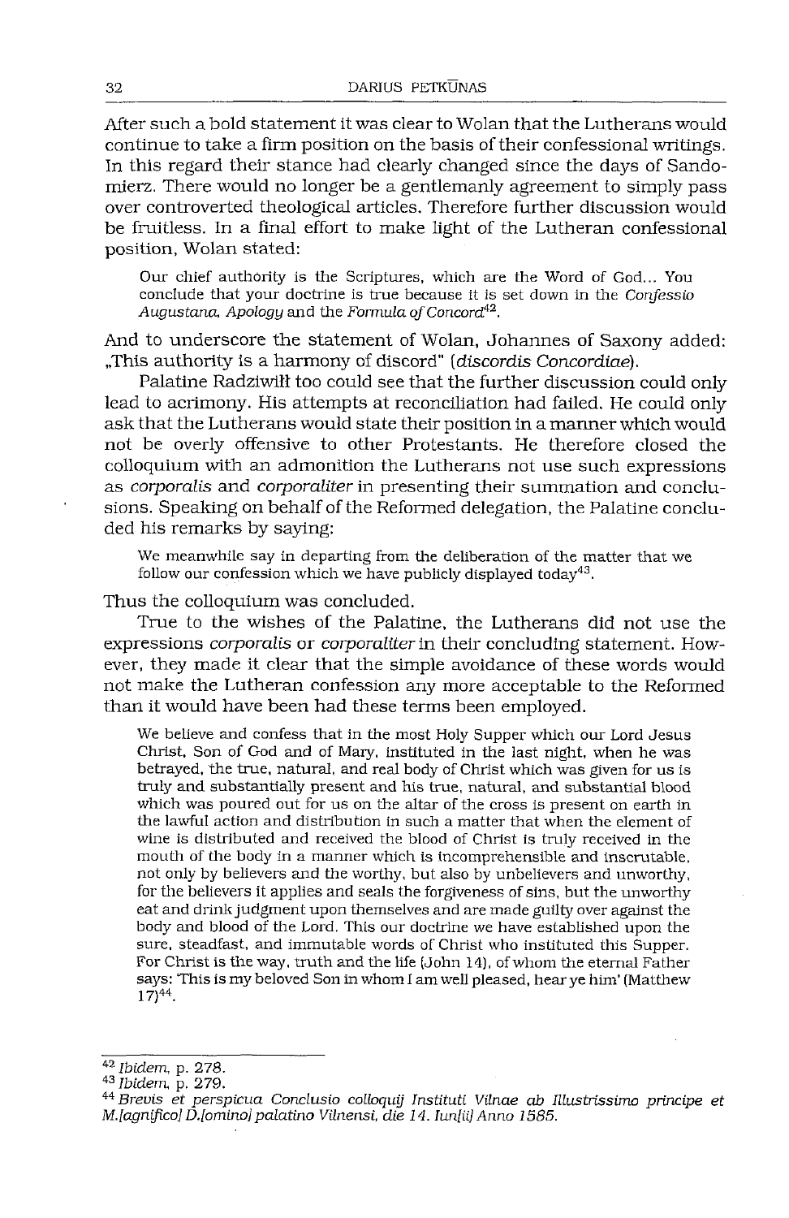After such a bold statement it was clear to Wolan that the Lutherans would continue to take a firm position on the basis of their confessional writings. In this regard their stance had clearly changed since the days of Sandomierz. There would no longer be a gentlemanly agreement to simply pass over controverted theological articles. Therefore further discussion would be fruitless. In a final effort to make light of the Lutheran confessional position, Wolan stated:

> Our chief authority is the Scriptures, which are the Word of God... You conclude that your doctrine is true because it is set down in the *Confessio Augustana, Apology* and the *Formula of Concord*[42].

And to underscore the statement of Wolan, Johannes of Saxony added: „This authority is a harmony of discord" (*discordis Concordiae*).

Palatine Radziwiłł too could see that the further discussion could only lead to acrimony. His attempts at reconciliation had failed. He could only ask that the Lutherans would state their position in a manner which would not be overly offensive to other Protestants. He therefore closed the colloquium with an admonition the Lutherans not use such expressions as *corporalis* and *corporaliter* in presenting their summation and conclusions. Speaking on behalf of the Reformed delegation, the Palatine concluded his remarks by saying:

> We meanwhile say in departing from the deliberation of the matter that we follow our confession which we have publicly displayed today[43].

Thus the colloquium was concluded.

True to the wishes of the Palatine, the Lutherans did not use the expressions *corporalis* or *corporaliter* in their concluding statement. However, they made it clear that the simple avoidance of these words would not make the Lutheran confession any more acceptable to the Reformed than it would have been had these terms been employed.

> We believe and confess that in the most Holy Supper which our Lord Jesus Christ, Son of God and of Mary, instituted in the last night, when he was betrayed, the true, natural, and real body of Christ which was given for us is truly and substantially present and his true, natural, and substantial blood which was poured out for us on the altar of the cross is present on earth in the lawful action and distribution in such a matter that when the element of wine is distributed and received the blood of Christ is truly received in the mouth of the body in a manner which is incomprehensible and inscrutable, not only by believers and the worthy, but also by unbelievers and unworthy, for the believers it applies and seals the forgiveness of sins, but the unworthy eat and drink judgment upon themselves and are made guilty over against the body and blood of the Lord. This our doctrine we have established upon the sure, steadfast, and immutable words of Christ who instituted this Supper. For Christ is the way, truth and the life (John 14), of whom the eternal Father says: 'This is my beloved Son in whom I am well pleased, hear ye him' (Matthew 17)[44].

---

[42] *Ibidem*, p. 278.

[43] *Ibidem*, p. 279.

[44] *Brevis et perspicua Conclusio colloquij Instituti Vilnae ab Illustrissimo principe et M.[agnifico] D.[omino] palatino Vilnensi, die 14. Iun[ii] Anno 1585.*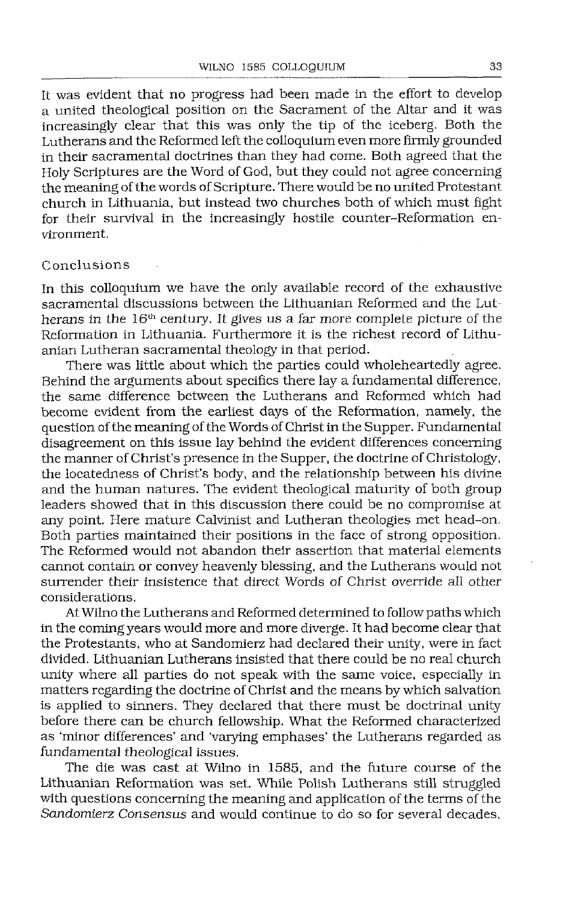It was evident that no progress had been made in the effort to develop a united theological position on the Sacrament of the Altar and it was increasingly clear that this was only the tip of the iceberg. Both the Lutherans and the Reformed left the colloquium even more firmly grounded in their sacramental doctrines than they had come. Both agreed that the Holy Scriptures are the Word of God, but they could not agree concerning the meaning of the words of Scripture. There would be no united Protestant church in Lithuania, but instead two churches both of which must fight for their survival in the increasingly hostile counter-Reformation environment.

## Conclusions

In this colloquium we have the only available record of the exhaustive sacramental discussions between the Lithuanian Reformed and the Lutherans in the 16th century. It gives us a far more complete picture of the Reformation in Lithuania. Furthermore it is the richest record of Lithuanian Lutheran sacramental theology in that period.

There was little about which the parties could wholeheartedly agree. Behind the arguments about specifics there lay a fundamental difference, the same difference between the Lutherans and Reformed which had become evident from the earliest days of the Reformation, namely, the question of the meaning of the Words of Christ in the Supper. Fundamental disagreement on this issue lay behind the evident differences concerning the manner of Christ's presence in the Supper, the doctrine of Christology, the locatedness of Christ's body, and the relationship between his divine and the human natures. The evident theological maturity of both group leaders showed that in this discussion there could be no compromise at any point. Here mature Calvinist and Lutheran theologies met head-on. Both parties maintained their positions in the face of strong opposition. The Reformed would not abandon their assertion that material elements cannot contain or convey heavenly blessing, and the Lutherans would not surrender their insistence that direct Words of Christ override all other considerations.

At Wilno the Lutherans and Reformed determined to follow paths which in the coming years would more and more diverge. It had become clear that the Protestants, who at Sandomierz had declared their unity, were in fact divided. Lithuanian Lutherans insisted that there could be no real church unity where all parties do not speak with the same voice, especially in matters regarding the doctrine of Christ and the means by which salvation is applied to sinners. They declared that there must be doctrinal unity before there can be church fellowship. What the Reformed characterized as 'minor differences' and 'varying emphases' the Lutherans regarded as fundamental theological issues.

The die was cast at Wilno in 1585, and the future course of the Lithuanian Reformation was set. While Polish Lutherans still struggled with questions concerning the meaning and application of the terms of the *Sandomierz Consensus* and would continue to do so for several decades,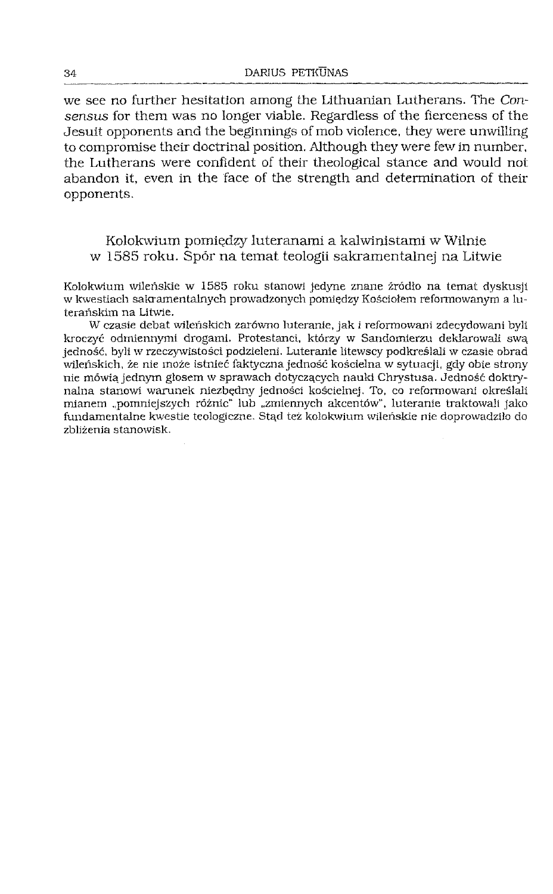we see no further hesitation among the Lithuanian Lutherans. The *Consensus* for them was no longer viable. Regardless of the fierceness of the Jesuit opponents and the beginnings of mob violence, they were unwilling to compromise their doctrinal position. Although they were few in number, the Lutherans were confident of their theological stance and would not abandon it, even in the face of the strength and determination of their opponents.

## Kolokwium pomiędzy luteranami a kalwinistami w Wilnie w 1585 roku. Spór na temat teologii sakramentalnej na Litwie

Kolokwium wileńskie w 1585 roku stanowi jedyne znane źródło na temat dyskusji w kwestiach sakramentalnych prowadzonych pomiędzy Kościołem reformowanym a luterańskim na Litwie.

W czasie debat wileńskich zarówno luteranie, jak i reformowani zdecydowani byli kroczyć odmiennymi drogami. Protestanci, którzy w Sandomierzu deklarowali swą jedność, byli w rzeczywistości podzieleni. Luteranie litewscy podkreślali w czasie obrad wileńskich, że nie może istnieć faktyczna jedność kościelna w sytuacji, gdy obie strony nie mówią jednym głosem w sprawach dotyczących nauki Chrystusa. Jedność doktrynalna stanowi warunek niezbędny jedności kościelnej. To, co reformowani określali mianem „pomniejszych różnic" lub „zmiennych akcentów", luteranie traktowali jako fundamentalne kwestie teologiczne. Stąd też kolokwium wileńskie nie doprowadziło do zbliżenia stanowisk.